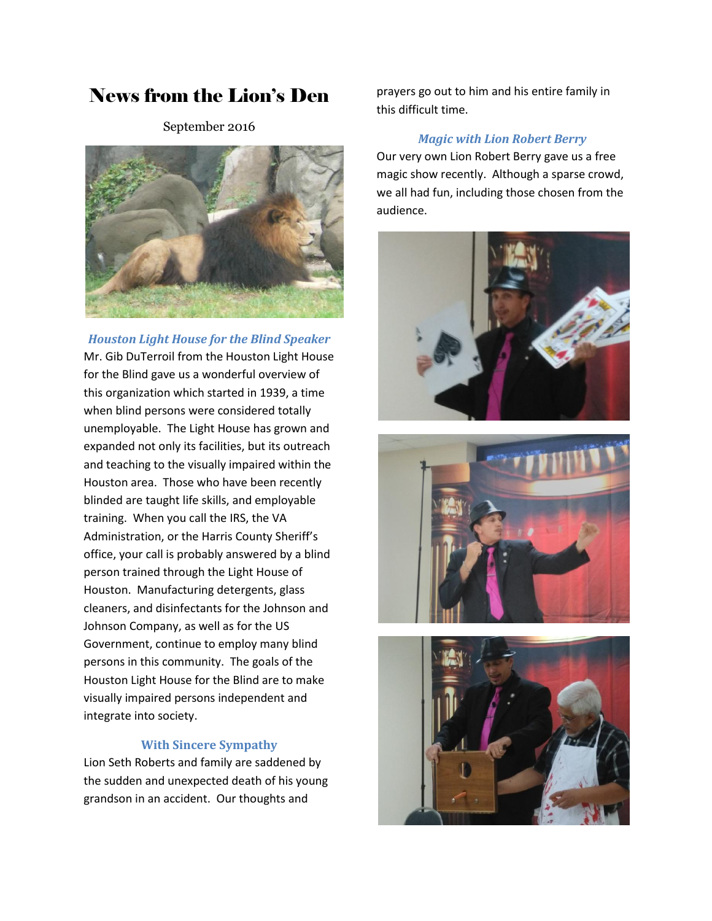# News from the Lion's Den

September 2016

### *Houston Light House for the Blind Speaker*

Mr. Gib DuTerroil from the Houston Light House for the Blind gave us a wonderful overview of this organization which started in 1939, a time when blind persons were considered totally unemployable. The Light House has grown and expanded not only its facilities, but its outreach and teaching to the visually impaired within the Houston area. Those who have been recently blinded are taught life skills, and employable training. When you call the IRS, the VA Administration, or the Harris County Sheriff's office, your call is probably answered by a blind person trained through the Light House of Houston. Manufacturing detergents, glass cleaners, and disinfectants for the Johnson and Johnson Company, as well as for the US Government, continue to employ many blind persons in this community. The goals of the Houston Light House for the Blind are to make visually impaired persons independent and integrate into society.

### With Sincere Sympathy

Lion Seth Roberts and family are saddened by the sudden and unexpected death of his young grandson in an accident. Our thoughts and prayers go out to him and his entire family in this difficult time.

### *Magic with Lion Robert Berry*

Our very own Lion Robert Berry gave us a free magic show recently. Although a sparse crowd, we all had fun, including those chosen from the audience.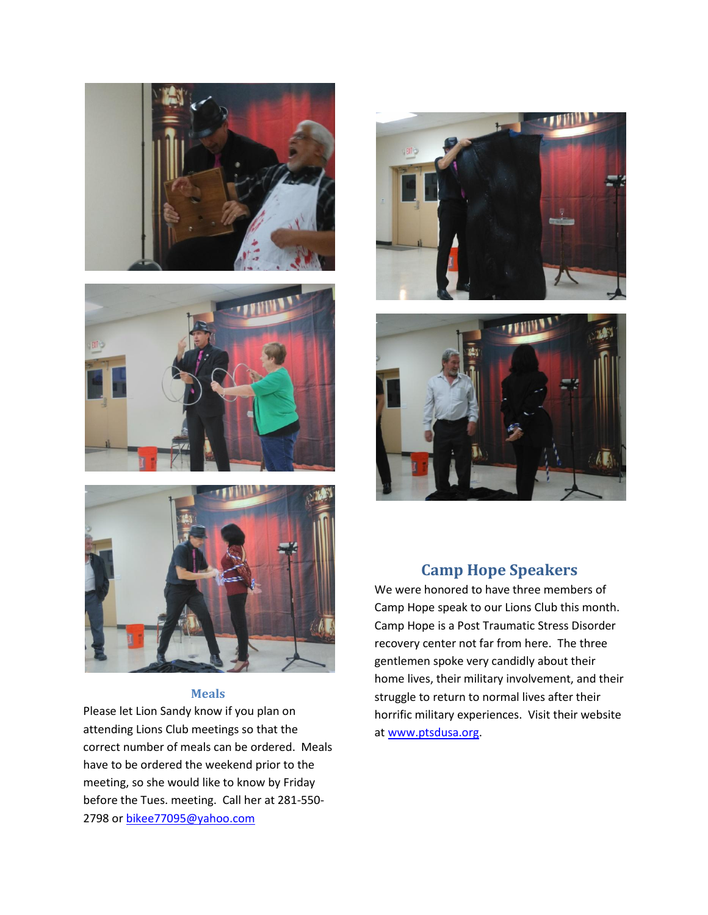### Meals

Please let Lion Sandy know if you plan on attending Lions Club meetings so that the correct number of meals can be ordered. Meals have to be ordered the weekend prior to the meeting, so she would like to know by Friday before the Tues. meeting. Call her at 281-550-2798 or bikee77095@yahoo.com

## Camp Hope Speakers

We were honored to have three members of Camp Hope speak to our Lions Club this month. Camp Hope is a Post Traumatic Stress Disorder recovery center not far from here. The three gentlemen spoke very candidly about their home lives, their military involvement, and their struggle to return to normal lives after their horrific military experiences. Visit their website at www.ptsdusa.org.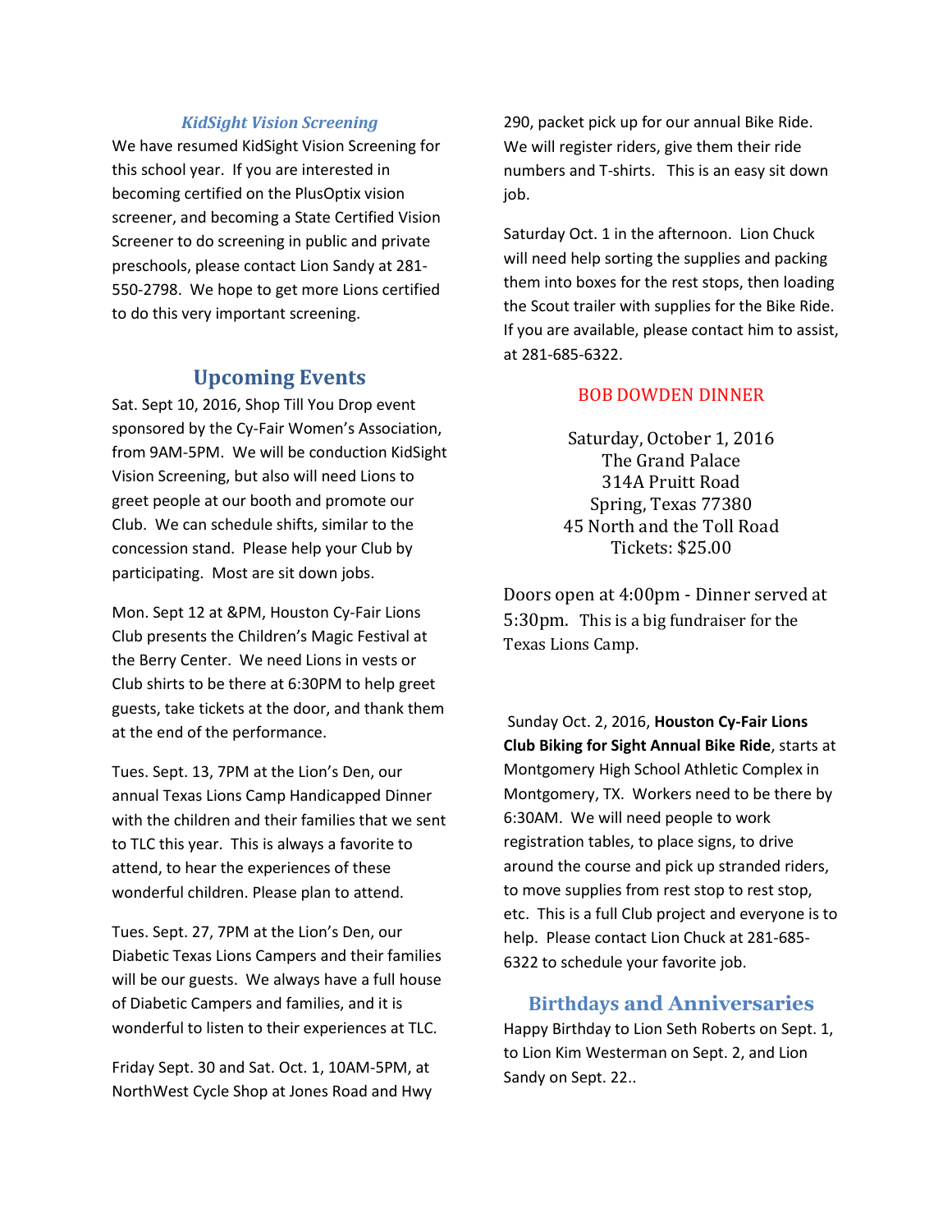### *KidSight Vision Screening*

We have resumed KidSight Vision Screening for this school year. If you are interested in becoming certified on the PlusOptix vision screener, and becoming a State Certified Vision Screener to do screening in public and private preschools, please contact Lion Sandy at 281-550-2798. We hope to get more Lions certified to do this very important screening.

## Upcoming Events

Sat. Sept 10, 2016, Shop Till You Drop event sponsored by the Cy-Fair Women's Association, from 9AM-5PM. We will be conduction KidSight Vision Screening, but also will need Lions to greet people at our booth and promote our Club. We can schedule shifts, similar to the concession stand. Please help your Club by participating. Most are sit down jobs.

Mon. Sept 12 at &PM, Houston Cy-Fair Lions Club presents the Children's Magic Festival at the Berry Center. We need Lions in vests or Club shirts to be there at 6:30PM to help greet guests, take tickets at the door, and thank them at the end of the performance.

Tues. Sept. 13, 7PM at the Lion's Den, our annual Texas Lions Camp Handicapped Dinner with the children and their families that we sent to TLC this year. This is always a favorite to attend, to hear the experiences of these wonderful children. Please plan to attend.

Tues. Sept. 27, 7PM at the Lion's Den, our Diabetic Texas Lions Campers and their families will be our guests. We always have a full house of Diabetic Campers and families, and it is wonderful to listen to their experiences at TLC.

Friday Sept. 30 and Sat. Oct. 1, 10AM-5PM, at NorthWest Cycle Shop at Jones Road and Hwy 290, packet pick up for our annual Bike Ride. We will register riders, give them their ride numbers and T-shirts. This is an easy sit down job.

Saturday Oct. 1 in the afternoon. Lion Chuck will need help sorting the supplies and packing them into boxes for the rest stops, then loading the Scout trailer with supplies for the Bike Ride. If you are available, please contact him to assist, at 281-685-6322.

### BOB DOWDEN DINNER

Saturday, October 1, 2016
The Grand Palace
314A Pruitt Road
Spring, Texas 77380
45 North and the Toll Road
Tickets: $25.00

Doors open at 4:00pm - Dinner served at 5:30pm. This is a big fundraiser for the Texas Lions Camp.

Sunday Oct. 2, 2016, **Houston Cy-Fair Lions Club Biking for Sight Annual Bike Ride**, starts at Montgomery High School Athletic Complex in Montgomery, TX. Workers need to be there by 6:30AM. We will need people to work registration tables, to place signs, to drive around the course and pick up stranded riders, to move supplies from rest stop to rest stop, etc. This is a full Club project and everyone is to help. Please contact Lion Chuck at 281-685-6322 to schedule your favorite job.

## Birthdays and Anniversaries

Happy Birthday to Lion Seth Roberts on Sept. 1, to Lion Kim Westerman on Sept. 2, and Lion Sandy on Sept. 22..